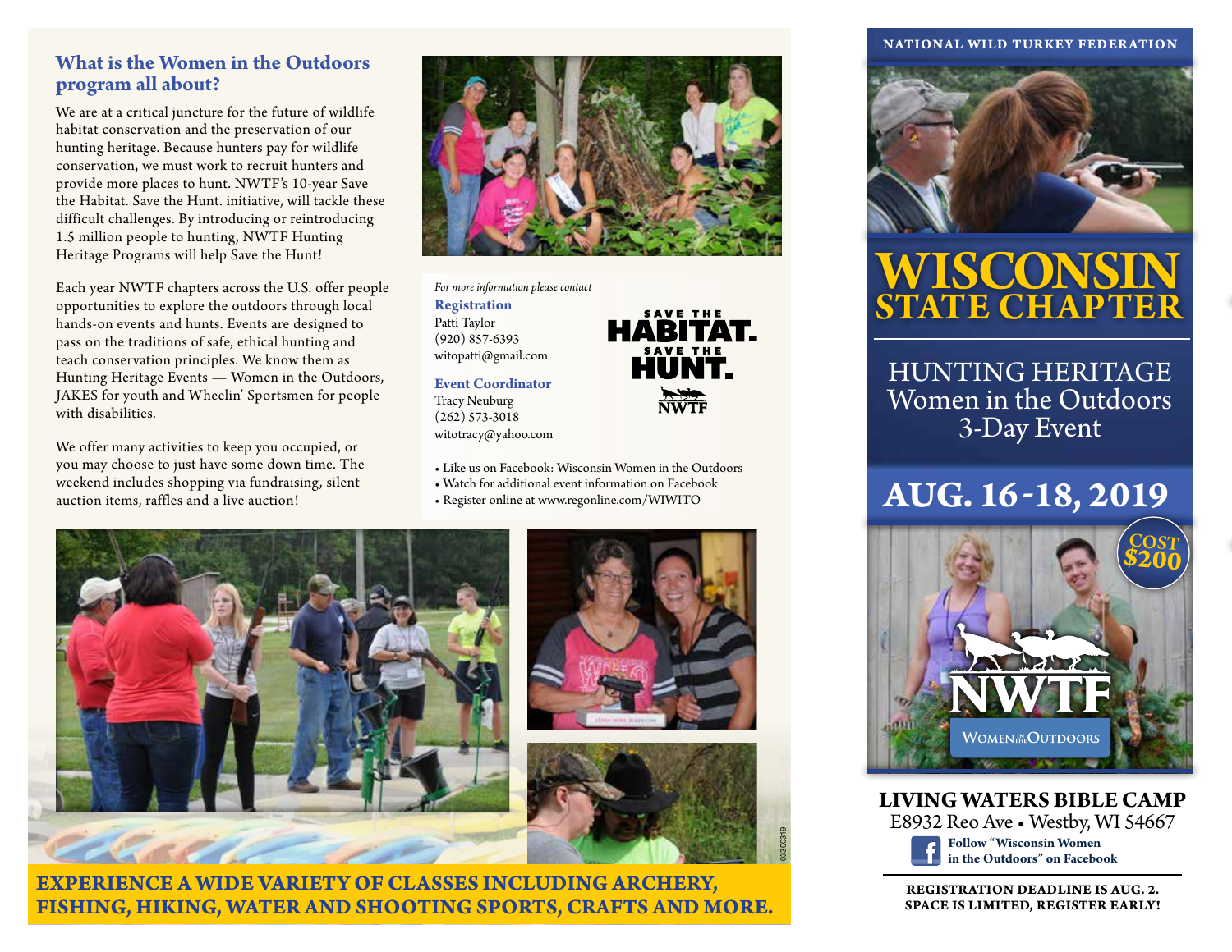## What is the Women in the Outdoors program all about?

We are at a critical juncture for the future of wildlife habitat conservation and the preservation of our hunting heritage. Because hunters pay for wildlife conservation, we must work to recruit hunters and provide more places to hunt. NWTF's 10-year Save the Habitat. Save the Hunt. initiative, will tackle these difficult challenges. By introducing or reintroducing 1.5 million people to hunting, NWTF Hunting Heritage Programs will help Save the Hunt!

Each year NWTF chapters across the U.S. offer people opportunities to explore the outdoors through local hands-on events and hunts. Events are designed to pass on the traditions of safe, ethical hunting and teach conservation principles. We know them as Hunting Heritage Events — Women in the Outdoors, JAKES for youth and Wheelin' Sportsmen for people with disabilities.

We offer many activities to keep you occupied, or you may choose to just have some down time. The weekend includes shopping via fundraising, silent auction items, raffles and a live auction!

*For more information please contact*

**Registration**
Patti Taylor
(920) 857-6393
witopatti@gmail.com

**Event Coordinator**
Tracy Neuburg
(262) 573-3018
witotracy@yahoo.com

SAVE THE HABITAT. SAVE THE HUNT. NWTF

- Like us on Facebook: Wisconsin Women in the Outdoors
- Watch for additional event information on Facebook
- Register online at www.regonline.com/WIWITO

**EXPERIENCE A WIDE VARIETY OF CLASSES INCLUDING ARCHERY, FISHING, HIKING, WATER AND SHOOTING SPORTS, CRAFTS AND MORE.**

03300319

NATIONAL WILD TURKEY FEDERATION

# WISCONSIN STATE CHAPTER

## HUNTING HERITAGE Women in the Outdoors 3-Day Event

## AUG. 16-18, 2019

COST $200

NWTF WOMEN IN THE OUTDOORS

**LIVING WATERS BIBLE CAMP**
E8932 Reo Ave • Westby, WI 54667

**Follow "Wisconsin Women in the Outdoors" on Facebook**

**REGISTRATION DEADLINE IS AUG. 2. SPACE IS LIMITED, REGISTER EARLY!**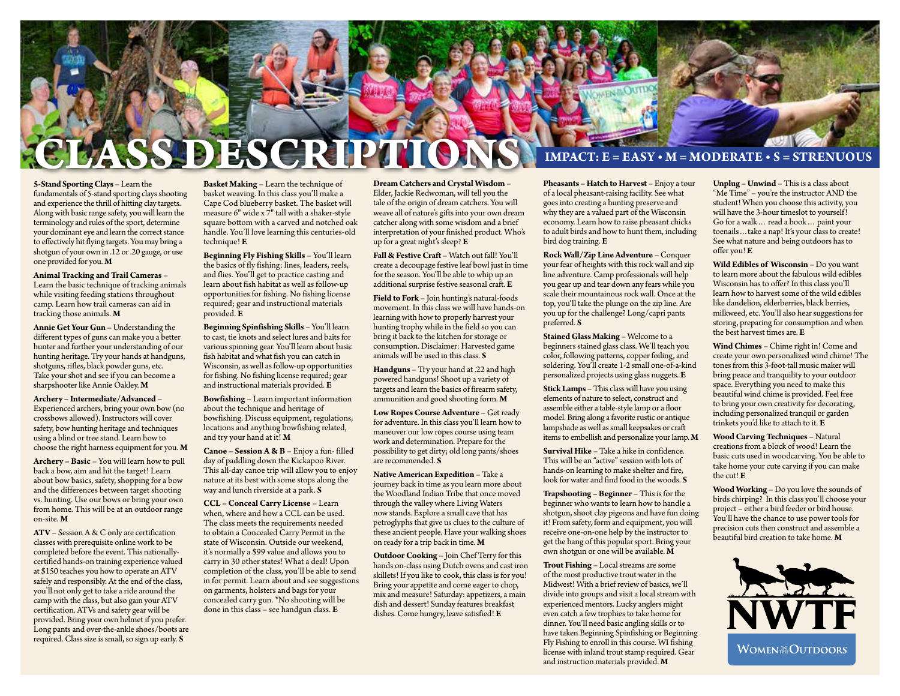# CLASS DESCRIPTIONS

**IMPACT: E = EASY • M = MODERATE • S = STRENUOUS**

**5-Stand Sporting Clays** – Learn the fundamentals of 5-stand sporting clays shooting and experience the thrill of hitting clay targets. Along with basic range safety, you will learn the terminology and rules of the sport, determine your dominant eye and learn the correct stance to effectively hit flying targets. You may bring a shotgun of your own in .12 or .20 gauge, or use one provided for you. **M**

**Animal Tracking and Trail Cameras** – Learn the basic technique of tracking animals while visiting feeding stations throughout camp. Learn how trail cameras can aid in tracking those animals. **M**

**Annie Get Your Gun** – Understanding the different types of guns can make you a better hunter and further your understanding of our hunting heritage. Try your hands at handguns, shotguns, rifles, black powder guns, etc. Take your shot and see if you can become a sharpshooter like Annie Oakley. **M**

**Archery – Intermediate/Advanced** – Experienced archers, bring your own bow (no crossbows allowed). Instructors will cover safety, bow hunting heritage and techniques using a blind or tree stand. Learn how to choose the right harness equipment for you. **M**

**Archery – Basic** – You will learn how to pull back a bow, aim and hit the target! Learn about bow basics, safety, shopping for a bow and the differences between target shooting vs. hunting. Use our bows or bring your own from home. This will be at an outdoor range on-site. **M**

**ATV** – Session A & C only are certification classes with prerequisite online work to be completed before the event. This nationally-certified hands-on training experience valued at $150 teaches you how to operate an ATV safely and responsibly. At the end of the class, you'll not only get to take a ride around the camp with the class, but also gain your ATV certification. ATVs and safety gear will be provided. Bring your own helmet if you prefer. Long pants and over-the-ankle shoes/boots are required. Class size is small, so sign up early. **S**

**Basket Making** – Learn the technique of basket weaving. In this class you'll make a Cape Cod blueberry basket. The basket will measure 6" wide x 7" tall with a shaker-style square bottom with a carved and notched oak handle. You'll love learning this centuries-old technique! **E**

**Beginning Fly Fishing Skills** – You'll learn the basics of fly fishing: lines, leaders, reels, and flies. You'll get to practice casting and learn about fish habitat as well as follow-up opportunities for fishing. No fishing license required; gear and instructional materials provided. **E**

**Beginning Spinfishing Skills** – You'll learn to cast, tie knots and select lures and baits for various spinning gear. You'll learn about basic fish habitat and what fish you can catch in Wisconsin, as well as follow-up opportunities for fishing. No fishing license required; gear and instructional materials provided. **E**

**Bowfishing** – Learn important information about the technique and heritage of bowfishing. Discuss equipment, regulations, locations and anything bowfishing related, and try your hand at it! **M**

**Canoe – Session A & B** – Enjoy a fun- filled day of paddling down the Kickapoo River. This all-day canoe trip will allow you to enjoy nature at its best with some stops along the way and lunch riverside at a park. **S**

**CCL – Conceal Carry License** – Learn when, where and how a CCL can be used. The class meets the requirements needed to obtain a Concealed Carry Permit in the state of Wisconsin. Outside our weekend, it's normally a $99 value and allows you to carry in 30 other states! What a deal! Upon completion of the class, you'll be able to send in for permit. Learn about and see suggestions on garments, holsters and bags for your concealed carry gun. *No shooting will be done in this class – see handgun class. **E**

**Dream Catchers and Crystal Wisdom** – Elder, Jackie Redwoman, will tell you the tale of the origin of dream catchers. You will weave all of nature's gifts into your own dream catcher along with some wisdom and a brief interpretation of your finished product. Who's up for a great night's sleep? **E**

**Fall & Festive Craft** – Watch out fall! You'll create a decoupage festive leaf bowl just in time for the season. You'll be able to whip up an additional surprise festive seasonal craft. **E**

**Field to Fork** – Join hunting's natural-foods movement. In this class we will have hands-on learning with how to properly harvest your hunting trophy while in the field so you can bring it back to the kitchen for storage or consumption. Disclaimer: Harvested game animals will be used in this class. **S**

**Handguns** – Try your hand at .22 and high powered handguns! Shoot up a variety of targets and learn the basics of firearm safety, ammunition and good shooting form. **M**

**Low Ropes Course Adventure** – Get ready for adventure. In this class you'll learn how to maneuver our low ropes course using team work and determination. Prepare for the possibility to get dirty; old long pants/shoes are recommended. **S**

**Native American Expedition** – Take a journey back in time as you learn more about the Woodland Indian Tribe that once moved through the valley where Living Waters now stands. Explore a small cave that has petroglyphs that give us clues to the culture of these ancient people. Have your walking shoes on ready for a trip back in time. **M**

**Outdoor Cooking** – Join Chef Terry for this hands on-class using Dutch ovens and cast iron skillets! If you like to cook, this class is for you! Bring your appetite and come eager to chop, mix and measure! Saturday: appetizers, a main dish and dessert! Sunday features breakfast dishes. Come hungry, leave satisfied! **E**

**Pheasants – Hatch to Harvest** – Enjoy a tour of a local pheasant-raising facility. See what goes into creating a hunting preserve and why they are a valued part of the Wisconsin economy. Learn how to raise pheasant chicks to adult birds and how to hunt them, including bird dog training. **E**

**Rock Wall/Zip Line Adventure** – Conquer your fear of heights with this rock wall and zip line adventure. Camp professionals will help you gear up and tear down any fears while you scale their mountainous rock wall. Once at the top, you'll take the plunge on the zip line. Are you up for the challenge? Long/capri pants preferred. **S**

**Stained Glass Making** – Welcome to a beginners stained glass class. We'll teach you color, following patterns, copper foiling, and soldering. You'll create 1-2 small one-of-a-kind personalized projects using glass nuggets. **E**

**Stick Lamps** – This class will have you using elements of nature to select, construct and assemble either a table-style lamp or a floor model. Bring along a favorite rustic or antique lampshade as well as small keepsakes or craft items to embellish and personalize your lamp. **M**

**Survival Hike** – Take a hike in confidence. This will be an "active" session with lots of hands-on learning to make shelter and fire, look for water and find food in the woods. **S**

**Trapshooting – Beginner** – This is for the beginner who wants to learn how to handle a shotgun, shoot clay pigeons and have fun doing it! From safety, form and equipment, you will receive one-on-one help by the instructor to get the hang of this popular sport. Bring your own shotgun or one will be available. **M**

**Trout Fishing** – Local streams are some of the most productive trout water in the Midwest! With a brief review of basics, we'll divide into groups and visit a local stream with experienced mentors. Lucky anglers might even catch a few trophies to take home for dinner. You'll need basic angling skills or to have taken Beginning Spinfishing or Beginning Fly Fishing to enroll in this course. WI fishing license with inland trout stamp required. Gear and instruction materials provided. **M**

**Unplug – Unwind** – This is a class about "Me Time" – you're the instructor AND the student! When you choose this activity, you will have the 3-hour timeslot to yourself! Go for a walk… read a book… paint your toenails…take a nap! It's your class to create! See what nature and being outdoors has to offer you! **E**

**Wild Edibles of Wisconsin** – Do you want to learn more about the fabulous wild edibles Wisconsin has to offer? In this class you'll learn how to harvest some of the wild edibles like dandelion, elderberries, black berries, milkweed, etc. You'll also hear suggestions for storing, preparing for consumption and when the best harvest times are. **E**

**Wind Chimes** – Chime right in! Come and create your own personalized wind chime! The tones from this 3-foot-tall music maker will bring peace and tranquility to your outdoor space. Everything you need to make this beautiful wind chime is provided. Feel free to bring your own creativity for decorating, including personalized tranquil or garden trinkets you'd like to attach to it. **E**

**Wood Carving Techniques** – Natural creations from a block of wood! Learn the basic cuts used in woodcarving. You be able to take home your cute carving if you can make the cut! **E**

**Wood Working** – Do you love the sounds of birds chirping? In this class you'll choose your project – either a bird feeder or bird house. You'll have the chance to use power tools for precision cuts then construct and assemble a beautiful bird creation to take home. **M**

NWTF
WOMEN IN THE OUTDOORS